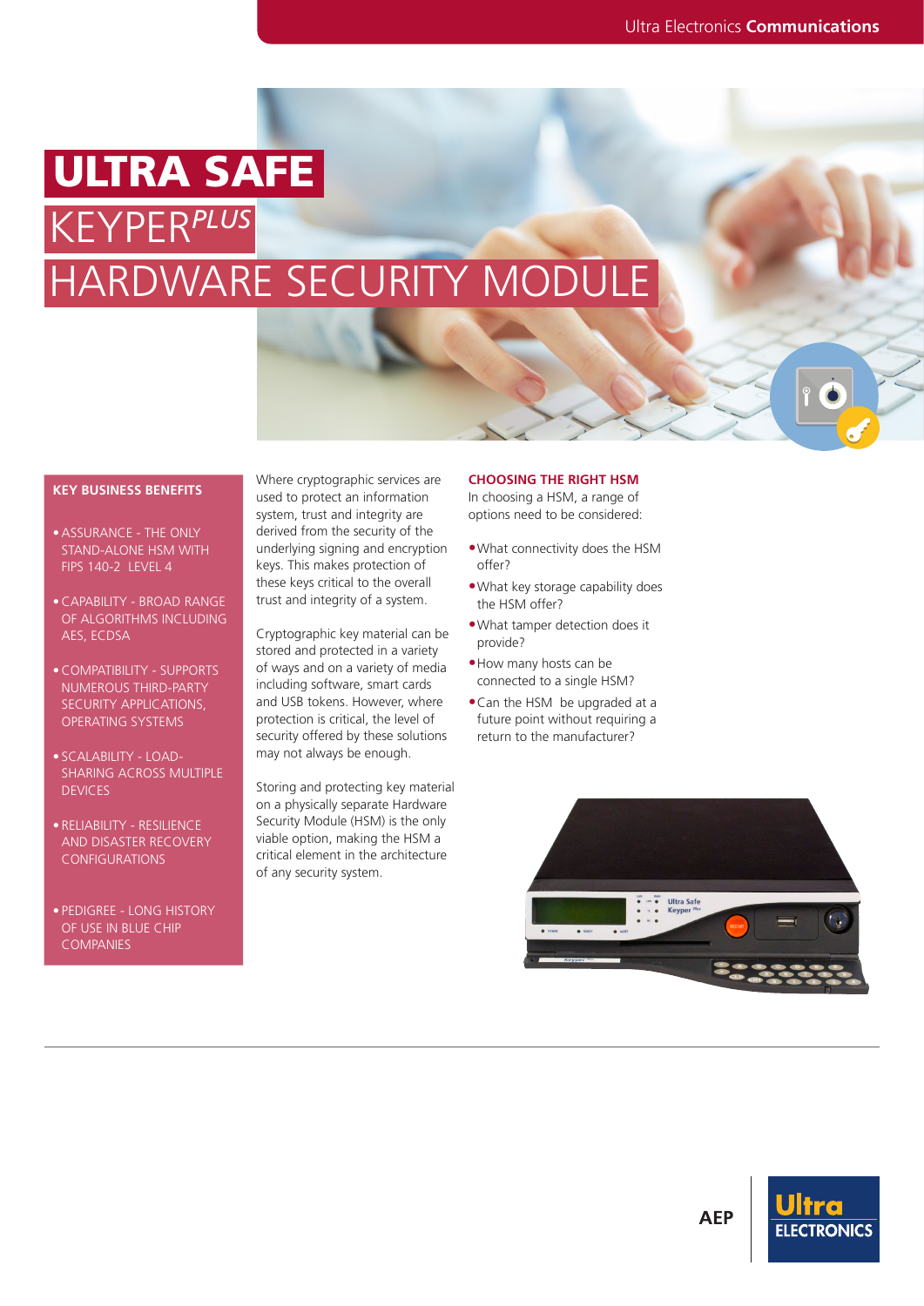# ULTRA SAFE KEYPER*PLUS* HARDWARE SECURITY MODULE

### KEY BUSINESS BENEFITS

- ASSURANCE - THE ONLY STAND-ALONE HSM WITH FIPS 140-2 LEVEL 4
- CAPABILITY - BROAD RANGE OF ALGORITHMS INCLUDING AES, ECDSA
- COMPATIBILITY - SUPPORTS NUMEROUS THIRD-PARTY SECURITY APPLICATIONS, OPERATING SYSTEMS
- SCALABILITY - LOAD-SHARING ACROSS MULTIPLE DEVICES
- RELIABILITY - RESILIENCE AND DISASTER RECOVERY CONFIGURATIONS
- PEDIGREE - LONG HISTORY OF USE IN BLUE CHIP COMPANIES

Where cryptographic services are used to protect an information system, trust and integrity are derived from the security of the underlying signing and encryption keys. This makes protection of these keys critical to the overall trust and integrity of a system.

Cryptographic key material can be stored and protected in a variety of ways and on a variety of media including software, smart cards and USB tokens. However, where protection is critical, the level of security offered by these solutions may not always be enough.

Storing and protecting key material on a physically separate Hardware Security Module (HSM) is the only viable option, making the HSM a critical element in the architecture of any security system.

### CHOOSING THE RIGHT HSM

In choosing a HSM, a range of options need to be considered:

- What connectivity does the HSM offer?
- What key storage capability does the HSM offer?
- What tamper detection does it provide?
- How many hosts can be connected to a single HSM?
- Can the HSM be upgraded at a future point without requiring a return to the manufacturer?

AEP

Ultra ELECTRONICS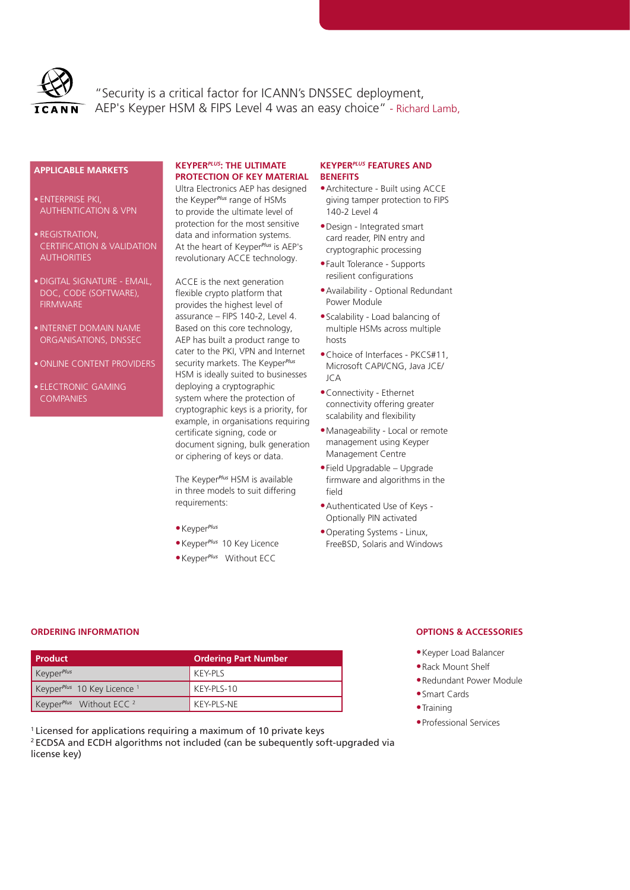"Security is a critical factor for ICANN's DNSSEC deployment, AEP's Keyper HSM & FIPS Level 4 was an easy choice" - Richard Lamb,

## APPLICABLE MARKETS

- ENTERPRISE PKI, AUTHENTICATION & VPN
- REGISTRATION, CERTIFICATION & VALIDATION AUTHORITIES
- DIGITAL SIGNATURE - EMAIL, DOC, CODE (SOFTWARE), FIRMWARE
- INTERNET DOMAIN NAME ORGANISATIONS, DNSSEC
- ONLINE CONTENT PROVIDERS
- ELECTRONIC GAMING COMPANIES

## KEYPER*PLUS*: THE ULTIMATE PROTECTION OF KEY MATERIAL

Ultra Electronics AEP has designed the Keyper*Plus* range of HSMs to provide the ultimate level of protection for the most sensitive data and information systems. At the heart of Keyper*Plus* is AEP's revolutionary ACCE technology.

ACCE is the next generation flexible crypto platform that provides the highest level of assurance – FIPS 140-2, Level 4. Based on this core technology, AEP has built a product range to cater to the PKI, VPN and Internet security markets. The Keyper*Plus* HSM is ideally suited to businesses deploying a cryptographic system where the protection of cryptographic keys is a priority, for example, in organisations requiring certificate signing, code or document signing, bulk generation or ciphering of keys or data.

The Keyper*Plus* HSM is available in three models to suit differing requirements:

- Keyper*Plus*
- Keyper*Plus* 10 Key Licence
- Keyper*Plus* Without ECC

## KEYPER*PLUS* FEATURES AND BENEFITS

- Architecture - Built using ACCE giving tamper protection to FIPS 140-2 Level 4
- Design - Integrated smart card reader, PIN entry and cryptographic processing
- Fault Tolerance - Supports resilient configurations
- Availability - Optional Redundant Power Module
- Scalability - Load balancing of multiple HSMs across multiple hosts
- Choice of Interfaces - PKCS#11, Microsoft CAPI/CNG, Java JCE/JCA
- Connectivity - Ethernet connectivity offering greater scalability and flexibility
- Manageability - Local or remote management using Keyper Management Centre
- Field Upgradable – Upgrade firmware and algorithms in the field
- Authenticated Use of Keys - Optionally PIN activated
- Operating Systems - Linux, FreeBSD, Solaris and Windows

## ORDERING INFORMATION

| Product | Ordering Part Number |
|---|---|
| Keyper*Plus* | KEY-PLS |
| Keyper*Plus* 10 Key Licence [1] | KEY-PLS-10 |
| Keyper*Plus* Without ECC [2] | KEY-PLS-NE |

[1] Licensed for applications requiring a maximum of 10 private keys
[2] ECDSA and ECDH algorithms not included (can be subequently soft-upgraded via license key)

## OPTIONS & ACCESSORIES

- Keyper Load Balancer
- Rack Mount Shelf
- Redundant Power Module
- Smart Cards
- Training
- Professional Services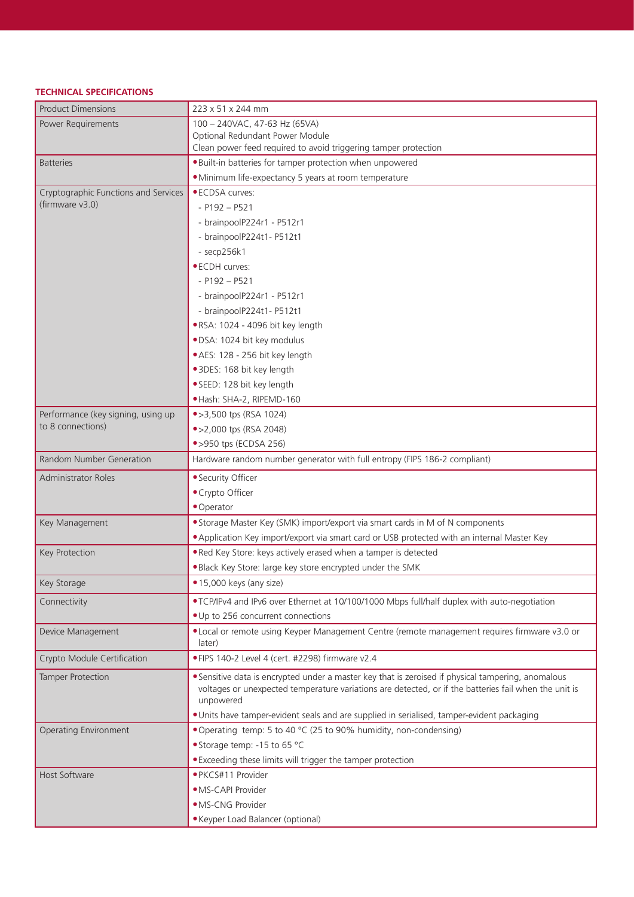### TECHNICAL SPECIFICATIONS

| | |
|---|---|
| Product Dimensions | 223 x 51 x 244 mm |
| Power Requirements | 100 – 240VAC, 47-63 Hz (65VA)<br>Optional Redundant Power Module<br>Clean power feed required to avoid triggering tamper protection |
| Batteries | • Built-in batteries for tamper protection when unpowered<br>• Minimum life-expectancy 5 years at room temperature |
| Cryptographic Functions and Services (firmware v3.0) | • ECDSA curves:<br>- P192 – P521<br>- brainpoolP224r1 - P512r1<br>- brainpoolP224t1- P512t1<br>- secp256k1<br>• ECDH curves:<br>- P192 – P521<br>- brainpoolP224r1 - P512r1<br>- brainpoolP224t1- P512t1<br>• RSA: 1024 - 4096 bit key length<br>• DSA: 1024 bit key modulus<br>• AES: 128 - 256 bit key length<br>• 3DES: 168 bit key length<br>• SEED: 128 bit key length<br>• Hash: SHA-2, RIPEMD-160 |
| Performance (key signing, using up to 8 connections) | • >3,500 tps (RSA 1024)<br>• >2,000 tps (RSA 2048)<br>• >950 tps (ECDSA 256) |
| Random Number Generation | Hardware random number generator with full entropy (FIPS 186-2 compliant) |
| Administrator Roles | • Security Officer<br>• Crypto Officer<br>• Operator |
| Key Management | • Storage Master Key (SMK) import/export via smart cards in M of N components<br>• Application Key import/export via smart card or USB protected with an internal Master Key |
| Key Protection | • Red Key Store: keys actively erased when a tamper is detected<br>• Black Key Store: large key store encrypted under the SMK |
| Key Storage | • 15,000 keys (any size) |
| Connectivity | • TCP/IPv4 and IPv6 over Ethernet at 10/100/1000 Mbps full/half duplex with auto-negotiation<br>• Up to 256 concurrent connections |
| Device Management | • Local or remote using Keyper Management Centre (remote management requires firmware v3.0 or later) |
| Crypto Module Certification | • FIPS 140-2 Level 4 (cert. #2298) firmware v2.4 |
| Tamper Protection | • Sensitive data is encrypted under a master key that is zeroised if physical tampering, anomalous voltages or unexpected temperature variations are detected, or if the batteries fail when the unit is unpowered<br>• Units have tamper-evident seals and are supplied in serialised, tamper-evident packaging |
| Operating Environment | • Operating temp: 5 to 40 °C (25 to 90% humidity, non-condensing)<br>• Storage temp: -15 to 65 °C<br>• Exceeding these limits will trigger the tamper protection |
| Host Software | • PKCS#11 Provider<br>• MS-CAPI Provider<br>• MS-CNG Provider<br>• Keyper Load Balancer (optional) |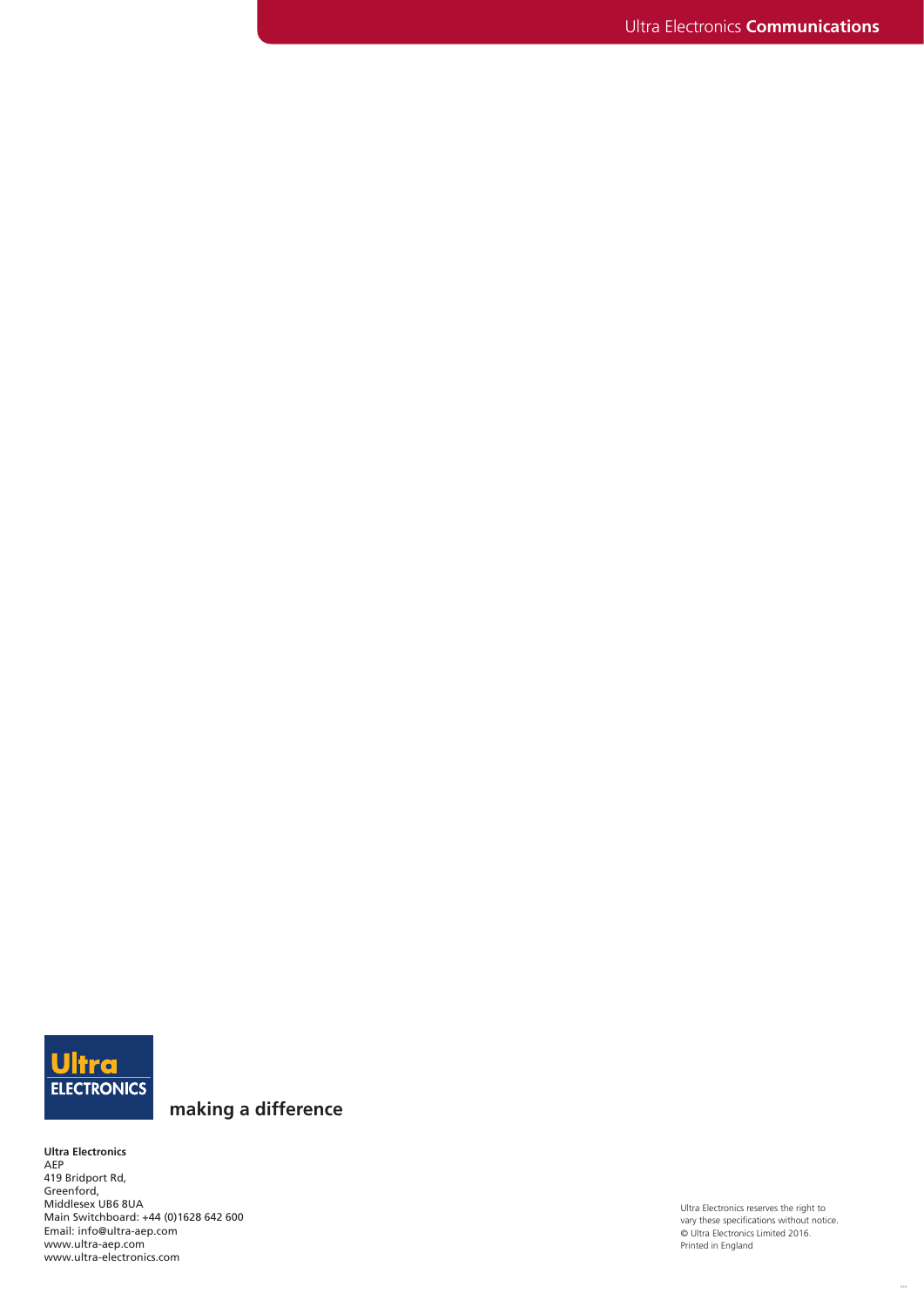Ultra ELECTRONICS

**making a difference**

**Ultra Electronics**
AEP
419 Bridport Rd,
Greenford,
Middlesex UB6 8UA
Main Switchboard: +44 (0)1628 642 600
Email: info@ultra-aep.com
www.ultra-aep.com
www.ultra-electronics.com

Ultra Electronics reserves the right to vary these specifications without notice.
© Ultra Electronics Limited 2016.
Printed in England